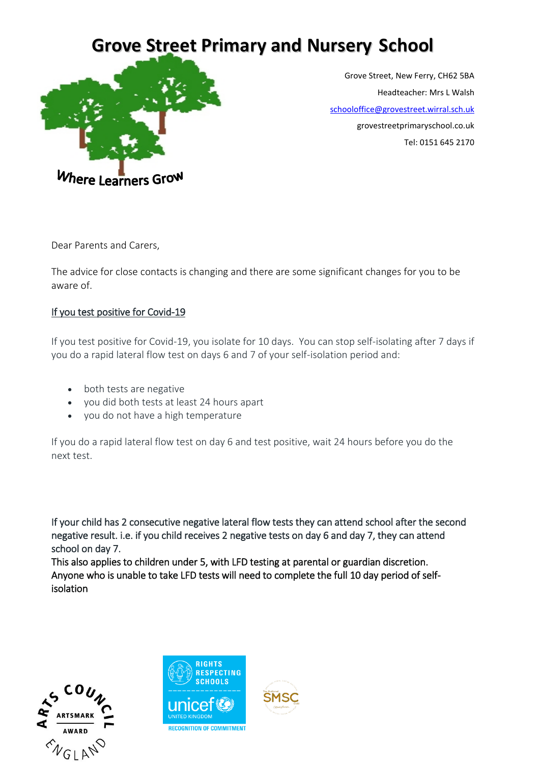# Grove Street Primary and Nursery School

Where Learners Grow

Grove Street, New Ferry, CH62 5BA

Headteacher: Mrs L Walsh

schooloffice@grovestreet.wirral.sch.uk

grovestreetprimaryschool.co.uk

Tel: 0151 645 2170

Dear Parents and Carers,

The advice for close contacts is changing and there are some significant changes for you to be aware of.

## If you test positive for Covid-19

If you test positive for Covid-19, you isolate for 10 days. You can stop self-isolating after 7 days if you do a rapid lateral flow test on days 6 and 7 of your self-isolation period and:

- both tests are negative
- you did both tests at least 24 hours apart
- you do not have a high temperature

If you do a rapid lateral flow test on day 6 and test positive, wait 24 hours before you do the next test.

If your child has 2 consecutive negative lateral flow tests they can attend school after the second negative result. i.e. if you child receives 2 negative tests on day 6 and day 7, they can attend school on day 7.
This also applies to children under 5, with LFD testing at parental or guardian discretion.
Anyone who is unable to take LFD tests will need to complete the full 10 day period of self-isolation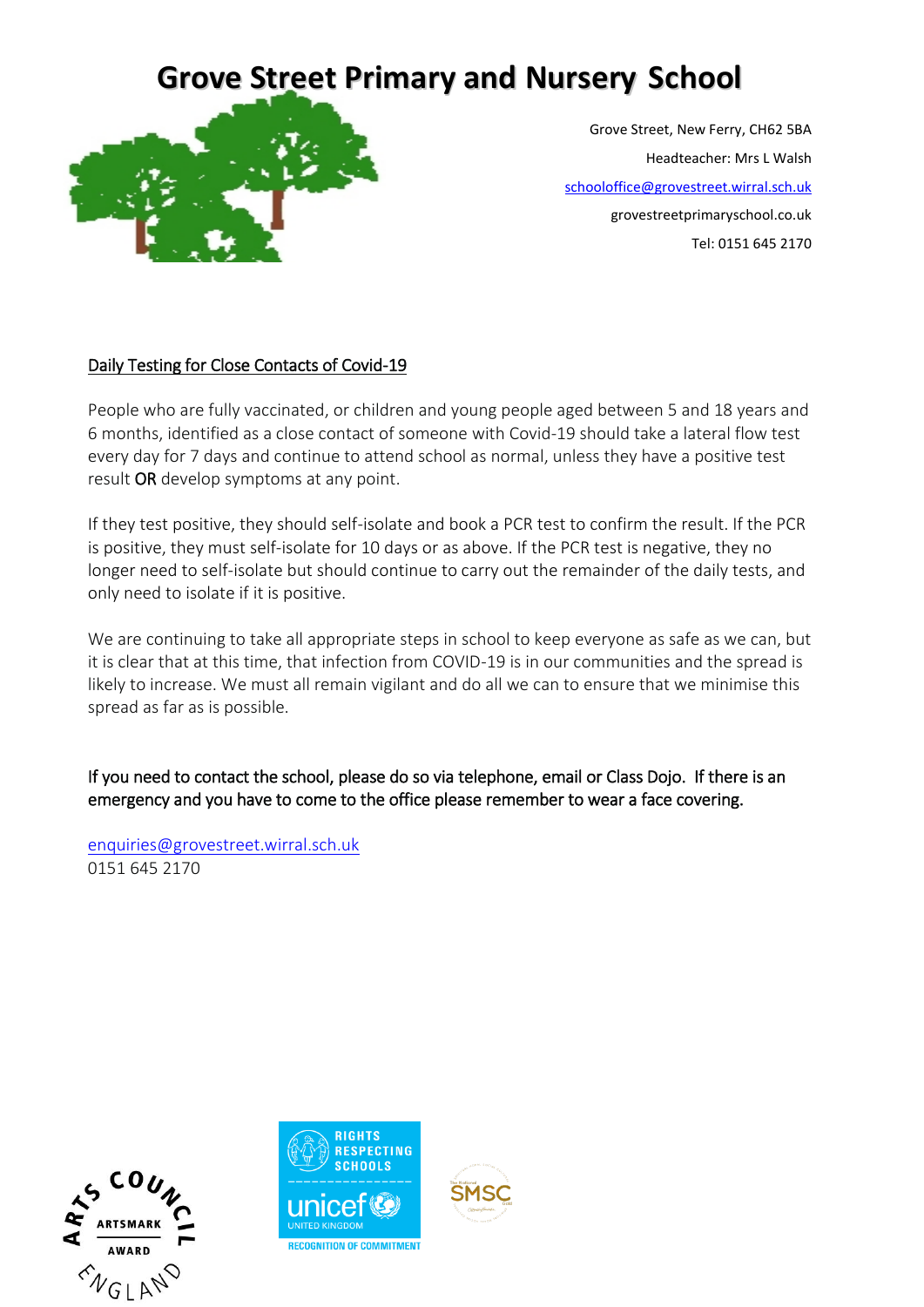# Grove Street Primary and Nursery School

Grove Street, New Ferry, CH62 5BA

Headteacher: Mrs L Walsh

schooloffice@grovestreet.wirral.sch.uk

grovestreetprimaryschool.co.uk

Tel: 0151 645 2170

## Daily Testing for Close Contacts of Covid-19

People who are fully vaccinated, or children and young people aged between 5 and 18 years and 6 months, identified as a close contact of someone with Covid-19 should take a lateral flow test every day for 7 days and continue to attend school as normal, unless they have a positive test result OR develop symptoms at any point.

If they test positive, they should self-isolate and book a PCR test to confirm the result. If the PCR is positive, they must self-isolate for 10 days or as above. If the PCR test is negative, they no longer need to self-isolate but should continue to carry out the remainder of the daily tests, and only need to isolate if it is positive.

We are continuing to take all appropriate steps in school to keep everyone as safe as we can, but it is clear that at this time, that infection from COVID-19 is in our communities and the spread is likely to increase. We must all remain vigilant and do all we can to ensure that we minimise this spread as far as is possible.

If you need to contact the school, please do so via telephone, email or Class Dojo. If there is an emergency and you have to come to the office please remember to wear a face covering.

enquiries@grovestreet.wirral.sch.uk
0151 645 2170